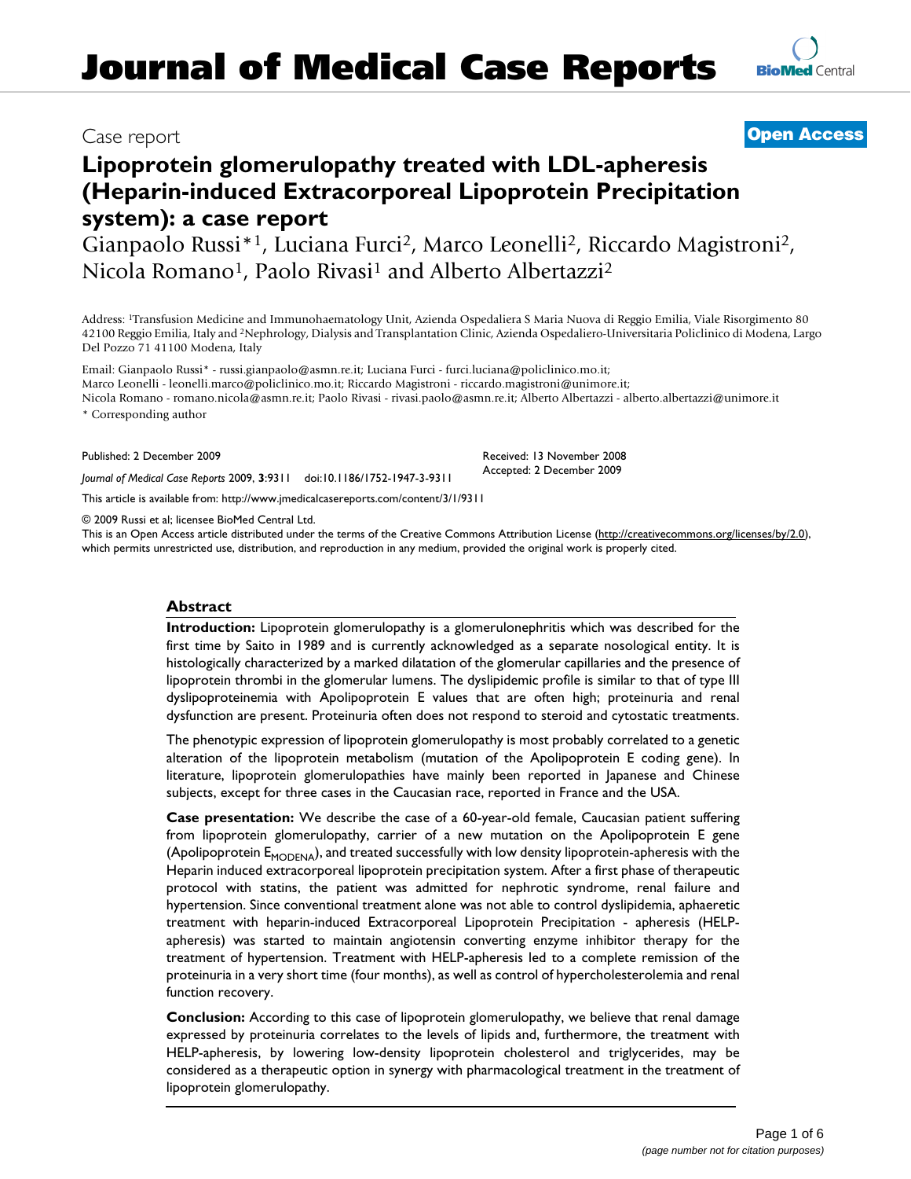# Journal of Medical Case Reports

Case report **Open Access**

# Lipoprotein glomerulopathy treated with LDL-apheresis (Heparin-induced Extracorporeal Lipoprotein Precipitation system): a case report

Gianpaolo Russi*[1], Luciana Furci[2], Marco Leonelli[2], Riccardo Magistroni[2], Nicola Romano[1], Paolo Rivasi[1] and Alberto Albertazzi[2]

Address: [1]Transfusion Medicine and Immunohaematology Unit, Azienda Ospedaliera S Maria Nuova di Reggio Emilia, Viale Risorgimento 80 42100 Reggio Emilia, Italy and [2]Nephrology, Dialysis and Transplantation Clinic, Azienda Ospedaliero-Universitaria Policlinico di Modena, Largo Del Pozzo 71 41100 Modena, Italy

Email: Gianpaolo Russi* - russi.gianpaolo@asmn.re.it; Luciana Furci - furci.luciana@policlinico.mo.it; Marco Leonelli - leonelli.marco@policlinico.mo.it; Riccardo Magistroni - riccardo.magistroni@unimore.it; Nicola Romano - romano.nicola@asmn.re.it; Paolo Rivasi - rivasi.paolo@asmn.re.it; Alberto Albertazzi - alberto.albertazzi@unimore.it

\* Corresponding author

Published: 2 December 2009

*Journal of Medical Case Reports* 2009, **3**:9311 doi:10.1186/1752-1947-3-9311

Received: 13 November 2008
Accepted: 2 December 2009

This article is available from: http://www.jmedicalcasereports.com/content/3/1/9311

© 2009 Russi et al; licensee BioMed Central Ltd.
This is an Open Access article distributed under the terms of the Creative Commons Attribution License (http://creativecommons.org/licenses/by/2.0), which permits unrestricted use, distribution, and reproduction in any medium, provided the original work is properly cited.

## Abstract

**Introduction:** Lipoprotein glomerulopathy is a glomerulonephritis which was described for the first time by Saito in 1989 and is currently acknowledged as a separate nosological entity. It is histologically characterized by a marked dilatation of the glomerular capillaries and the presence of lipoprotein thrombi in the glomerular lumens. The dyslipidemic profile is similar to that of type III dyslipoproteinemia with Apolipoprotein E values that are often high; proteinuria and renal dysfunction are present. Proteinuria often does not respond to steroid and cytostatic treatments.

The phenotypic expression of lipoprotein glomerulopathy is most probably correlated to a genetic alteration of the lipoprotein metabolism (mutation of the Apolipoprotein E coding gene). In literature, lipoprotein glomerulopathies have mainly been reported in Japanese and Chinese subjects, except for three cases in the Caucasian race, reported in France and the USA.

**Case presentation:** We describe the case of a 60-year-old female, Caucasian patient suffering from lipoprotein glomerulopathy, carrier of a new mutation on the Apolipoprotein E gene (Apolipoprotein $E_{MODENA}$), and treated successfully with low density lipoprotein-apheresis with the Heparin induced extracorporeal lipoprotein precipitation system. After a first phase of therapeutic protocol with statins, the patient was admitted for nephrotic syndrome, renal failure and hypertension. Since conventional treatment alone was not able to control dyslipidemia, aphaeretic treatment with heparin-induced Extracorporeal Lipoprotein Precipitation - apheresis (HELP-apheresis) was started to maintain angiotensin converting enzyme inhibitor therapy for the treatment of hypertension. Treatment with HELP-apheresis led to a complete remission of the proteinuria in a very short time (four months), as well as control of hypercholesterolemia and renal function recovery.

**Conclusion:** According to this case of lipoprotein glomerulopathy, we believe that renal damage expressed by proteinuria correlates to the levels of lipids and, furthermore, the treatment with HELP-apheresis, by lowering low-density lipoprotein cholesterol and triglycerides, may be considered as a therapeutic option in synergy with pharmacological treatment in the treatment of lipoprotein glomerulopathy.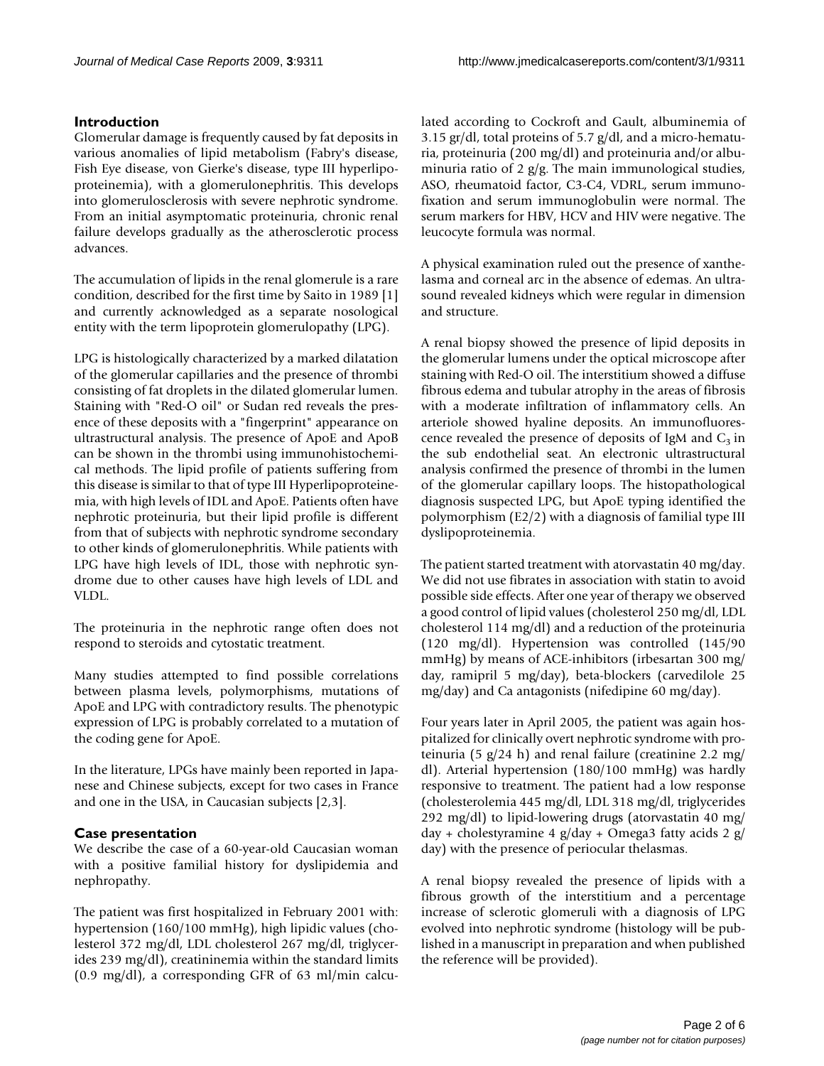## Introduction

Glomerular damage is frequently caused by fat deposits in various anomalies of lipid metabolism (Fabry's disease, Fish Eye disease, von Gierke's disease, type III hyperlipoproteinemia), with a glomerulonephritis. This develops into glomerulosclerosis with severe nephrotic syndrome. From an initial asymptomatic proteinuria, chronic renal failure develops gradually as the atherosclerotic process advances.

The accumulation of lipids in the renal glomerule is a rare condition, described for the first time by Saito in 1989 [1] and currently acknowledged as a separate nosological entity with the term lipoprotein glomerulopathy (LPG).

LPG is histologically characterized by a marked dilatation of the glomerular capillaries and the presence of thrombi consisting of fat droplets in the dilated glomerular lumen. Staining with "Red-O oil" or Sudan red reveals the presence of these deposits with a "fingerprint" appearance on ultrastructural analysis. The presence of ApoE and ApoB can be shown in the thrombi using immunohistochemical methods. The lipid profile of patients suffering from this disease is similar to that of type III Hyperlipoproteinemia, with high levels of IDL and ApoE. Patients often have nephrotic proteinuria, but their lipid profile is different from that of subjects with nephrotic syndrome secondary to other kinds of glomerulonephritis. While patients with LPG have high levels of IDL, those with nephrotic syndrome due to other causes have high levels of LDL and VLDL.

The proteinuria in the nephrotic range often does not respond to steroids and cytostatic treatment.

Many studies attempted to find possible correlations between plasma levels, polymorphisms, mutations of ApoE and LPG with contradictory results. The phenotypic expression of LPG is probably correlated to a mutation of the coding gene for ApoE.

In the literature, LPGs have mainly been reported in Japanese and Chinese subjects, except for two cases in France and one in the USA, in Caucasian subjects [2,3].

## Case presentation

We describe the case of a 60-year-old Caucasian woman with a positive familial history for dyslipidemia and nephropathy.

The patient was first hospitalized in February 2001 with: hypertension (160/100 mmHg), high lipidic values (cholesterol 372 mg/dl, LDL cholesterol 267 mg/dl, triglycerides 239 mg/dl), creatininemia within the standard limits (0.9 mg/dl), a corresponding GFR of 63 ml/min calculated according to Cockroft and Gault, albuminemia of 3.15 gr/dl, total proteins of 5.7 g/dl, and a micro-hematuria, proteinuria (200 mg/dl) and proteinuria and/or albuminuria ratio of 2 g/g. The main immunological studies, ASO, rheumatoid factor, C3-C4, VDRL, serum immunofixation and serum immunoglobulin were normal. The serum markers for HBV, HCV and HIV were negative. The leucocyte formula was normal.

A physical examination ruled out the presence of xanthelasma and corneal arc in the absence of edemas. An ultrasound revealed kidneys which were regular in dimension and structure.

A renal biopsy showed the presence of lipid deposits in the glomerular lumens under the optical microscope after staining with Red-O oil. The interstitium showed a diffuse fibrous edema and tubular atrophy in the areas of fibrosis with a moderate infiltration of inflammatory cells. An arteriole showed hyaline deposits. An immunofluorescence revealed the presence of deposits of IgM and $C_3$ in the sub endothelial seat. An electronic ultrastructural analysis confirmed the presence of thrombi in the lumen of the glomerular capillary loops. The histopathological diagnosis suspected LPG, but ApoE typing identified the polymorphism (E2/2) with a diagnosis of familial type III dyslipoproteinemia.

The patient started treatment with atorvastatin 40 mg/day. We did not use fibrates in association with statin to avoid possible side effects. After one year of therapy we observed a good control of lipid values (cholesterol 250 mg/dl, LDL cholesterol 114 mg/dl) and a reduction of the proteinuria (120 mg/dl). Hypertension was controlled (145/90 mmHg) by means of ACE-inhibitors (irbesartan 300 mg/day, ramipril 5 mg/day), beta-blockers (carvedilole 25 mg/day) and Ca antagonists (nifedipine 60 mg/day).

Four years later in April 2005, the patient was again hospitalized for clinically overt nephrotic syndrome with proteinuria (5 g/24 h) and renal failure (creatinine 2.2 mg/dl). Arterial hypertension (180/100 mmHg) was hardly responsive to treatment. The patient had a low response (cholesterolemia 445 mg/dl, LDL 318 mg/dl, triglycerides 292 mg/dl) to lipid-lowering drugs (atorvastatin 40 mg/day + cholestyramine 4 g/day + Omega3 fatty acids 2 g/day) with the presence of periocular thelasmas.

A renal biopsy revealed the presence of lipids with a fibrous growth of the interstitium and a percentage increase of sclerotic glomeruli with a diagnosis of LPG evolved into nephrotic syndrome (histology will be published in a manuscript in preparation and when published the reference will be provided).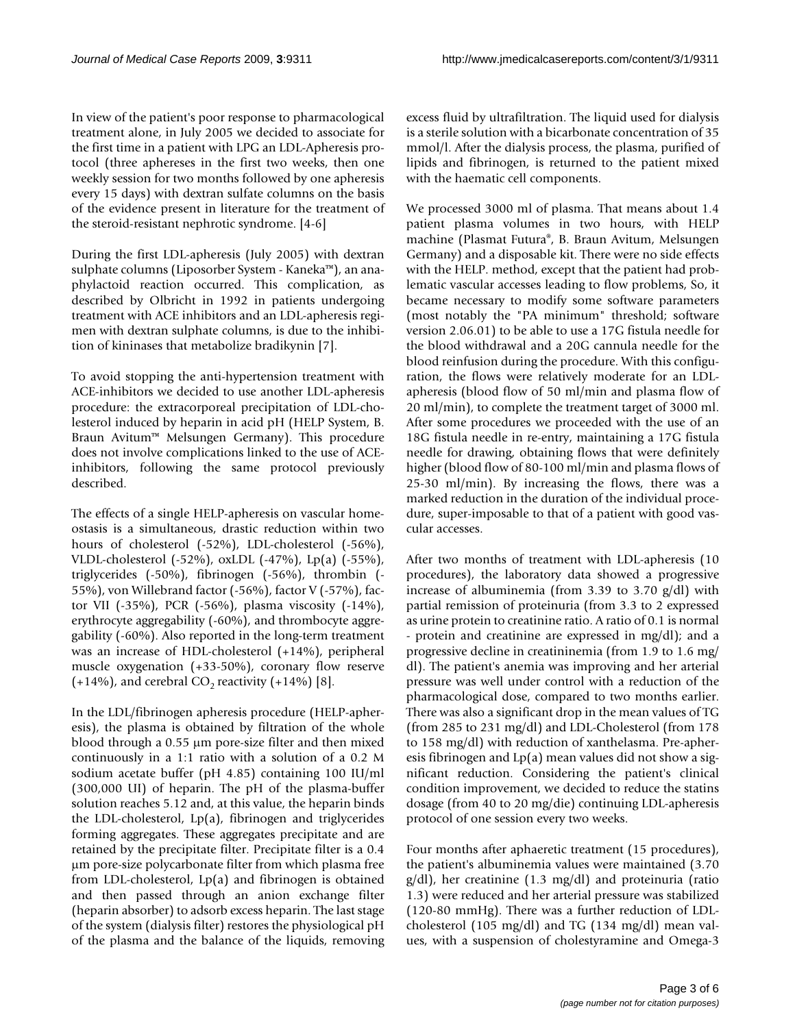In view of the patient's poor response to pharmacological treatment alone, in July 2005 we decided to associate for the first time in a patient with LPG an LDL-Apheresis protocol (three aphereses in the first two weeks, then one weekly session for two months followed by one apheresis every 15 days) with dextran sulfate columns on the basis of the evidence present in literature for the treatment of the steroid-resistant nephrotic syndrome. [4-6]

During the first LDL-apheresis (July 2005) with dextran sulphate columns (Liposorber System - Kaneka™), an anaphylactoid reaction occurred. This complication, as described by Olbricht in 1992 in patients undergoing treatment with ACE inhibitors and an LDL-apheresis regimen with dextran sulphate columns, is due to the inhibition of kininases that metabolize bradikynin [7].

To avoid stopping the anti-hypertension treatment with ACE-inhibitors we decided to use another LDL-apheresis procedure: the extracorporeal precipitation of LDL-cholesterol induced by heparin in acid pH (HELP System, B. Braun Avitum™ Melsungen Germany). This procedure does not involve complications linked to the use of ACE-inhibitors, following the same protocol previously described.

The effects of a single HELP-apheresis on vascular homeostasis is a simultaneous, drastic reduction within two hours of cholesterol (-52%), LDL-cholesterol (-56%), VLDL-cholesterol (-52%), oxLDL (-47%), Lp(a) (-55%), triglycerides (-50%), fibrinogen (-56%), thrombin (-55%), von Willebrand factor (-56%), factor V (-57%), factor VII (-35%), PCR (-56%), plasma viscosity (-14%), erythrocyte aggregability (-60%), and thrombocyte aggregability (-60%). Also reported in the long-term treatment was an increase of HDL-cholesterol (+14%), peripheral muscle oxygenation (+33-50%), coronary flow reserve (+14%), and cerebral $CO_2$ reactivity (+14%) [8].

In the LDL/fibrinogen apheresis procedure (HELP-apheresis), the plasma is obtained by filtration of the whole blood through a 0.55 μm pore-size filter and then mixed continuously in a 1:1 ratio with a solution of a 0.2 M sodium acetate buffer (pH 4.85) containing 100 IU/ml (300,000 UI) of heparin. The pH of the plasma-buffer solution reaches 5.12 and, at this value, the heparin binds the LDL-cholesterol, Lp(a), fibrinogen and triglycerides forming aggregates. These aggregates precipitate and are retained by the precipitate filter. Precipitate filter is a 0.4 μm pore-size polycarbonate filter from which plasma free from LDL-cholesterol, Lp(a) and fibrinogen is obtained and then passed through an anion exchange filter (heparin absorber) to adsorb excess heparin. The last stage of the system (dialysis filter) restores the physiological pH of the plasma and the balance of the liquids, removing excess fluid by ultrafiltration. The liquid used for dialysis is a sterile solution with a bicarbonate concentration of 35 mmol/l. After the dialysis process, the plasma, purified of lipids and fibrinogen, is returned to the patient mixed with the haematic cell components.

We processed 3000 ml of plasma. That means about 1.4 patient plasma volumes in two hours, with HELP machine (Plasmat Futura®, B. Braun Avitum, Melsungen Germany) and a disposable kit. There were no side effects with the HELP. method, except that the patient had problematic vascular accesses leading to flow problems, So, it became necessary to modify some software parameters (most notably the "PA minimum" threshold; software version 2.06.01) to be able to use a 17G fistula needle for the blood withdrawal and a 20G cannula needle for the blood reinfusion during the procedure. With this configuration, the flows were relatively moderate for an LDL-apheresis (blood flow of 50 ml/min and plasma flow of 20 ml/min), to complete the treatment target of 3000 ml. After some procedures we proceeded with the use of an 18G fistula needle in re-entry, maintaining a 17G fistula needle for drawing, obtaining flows that were definitely higher (blood flow of 80-100 ml/min and plasma flows of 25-30 ml/min). By increasing the flows, there was a marked reduction in the duration of the individual procedure, super-imposable to that of a patient with good vascular accesses.

After two months of treatment with LDL-apheresis (10 procedures), the laboratory data showed a progressive increase of albuminemia (from 3.39 to 3.70 g/dl) with partial remission of proteinuria (from 3.3 to 2 expressed as urine protein to creatinine ratio. A ratio of 0.1 is normal - protein and creatinine are expressed in mg/dl); and a progressive decline in creatininemia (from 1.9 to 1.6 mg/dl). The patient's anemia was improving and her arterial pressure was well under control with a reduction of the pharmacological dose, compared to two months earlier. There was also a significant drop in the mean values of TG (from 285 to 231 mg/dl) and LDL-Cholesterol (from 178 to 158 mg/dl) with reduction of xanthelasma. Pre-apheresis fibrinogen and Lp(a) mean values did not show a significant reduction. Considering the patient's clinical condition improvement, we decided to reduce the statins dosage (from 40 to 20 mg/die) continuing LDL-apheresis protocol of one session every two weeks.

Four months after aphaeretic treatment (15 procedures), the patient's albuminemia values were maintained (3.70 g/dl), her creatinine (1.3 mg/dl) and proteinuria (ratio 1.3) were reduced and her arterial pressure was stabilized (120-80 mmHg). There was a further reduction of LDL-cholesterol (105 mg/dl) and TG (134 mg/dl) mean values, with a suspension of cholestyramine and Omega-3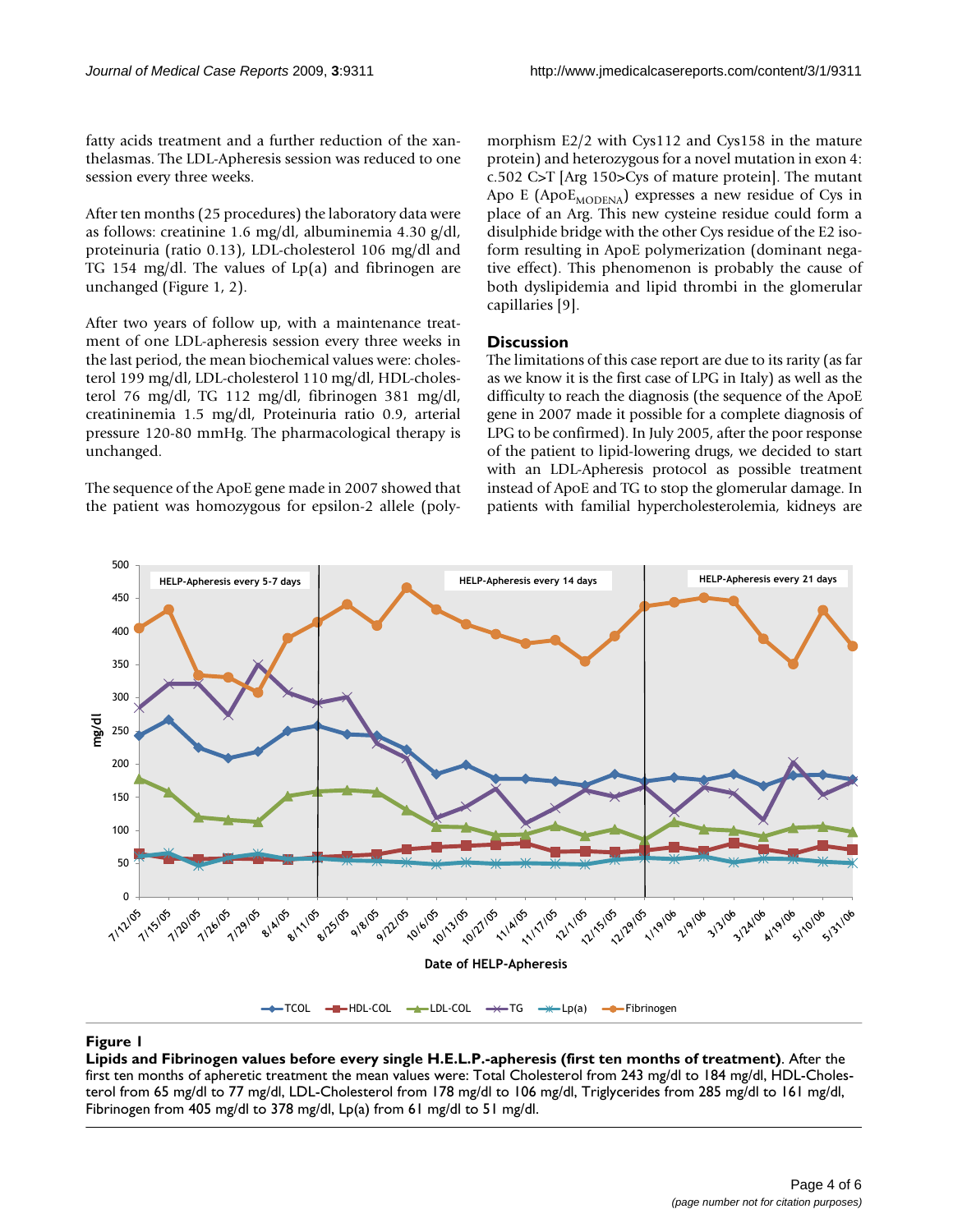fatty acids treatment and a further reduction of the xanthelasmas. The LDL-Apheresis session was reduced to one session every three weeks.

After ten months (25 procedures) the laboratory data were as follows: creatinine 1.6 mg/dl, albuminemia 4.30 g/dl, proteinuria (ratio 0.13), LDL-cholesterol 106 mg/dl and TG 154 mg/dl. The values of Lp(a) and fibrinogen are unchanged (Figure 1, 2).

After two years of follow up, with a maintenance treatment of one LDL-apheresis session every three weeks in the last period, the mean biochemical values were: cholesterol 199 mg/dl, LDL-cholesterol 110 mg/dl, HDL-cholesterol 76 mg/dl, TG 112 mg/dl, fibrinogen 381 mg/dl, creatininemia 1.5 mg/dl, Proteinuria ratio 0.9, arterial pressure 120-80 mmHg. The pharmacological therapy is unchanged.

The sequence of the ApoE gene made in 2007 showed that the patient was homozygous for epsilon-2 allele (polymorphism E2/2 with Cys112 and Cys158 in the mature protein) and heterozygous for a novel mutation in exon 4: c.502 C>T [Arg 150>Cys of mature protein]. The mutant Apo E ($ApoE_{MODENA}$) expresses a new residue of Cys in place of an Arg. This new cysteine residue could form a disulphide bridge with the other Cys residue of the E2 isoform resulting in ApoE polymerization (dominant negative effect). This phenomenon is probably the cause of both dyslipidemia and lipid thrombi in the glomerular capillaries [9].

## Discussion

The limitations of this case report are due to its rarity (as far as we know it is the first case of LPG in Italy) as well as the difficulty to reach the diagnosis (the sequence of the ApoE gene in 2007 made it possible for a complete diagnosis of LPG to be confirmed). In July 2005, after the poor response of the patient to lipid-lowering drugs, we decided to start with an LDL-Apheresis protocol as possible treatment instead of ApoE and TG to stop the glomerular damage. In patients with familial hypercholesterolemia, kidneys are

**Figure 1**

**Lipids and Fibrinogen values before every single H.E.L.P.-apheresis (first ten months of treatment)**. After the first ten months of apheretic treatment the mean values were: Total Cholesterol from 243 mg/dl to 184 mg/dl, HDL-Cholesterol from 65 mg/dl to 77 mg/dl, LDL-Cholesterol from 178 mg/dl to 106 mg/dl, Triglycerides from 285 mg/dl to 161 mg/dl, Fibrinogen from 405 mg/dl to 378 mg/dl, Lp(a) from 61 mg/dl to 51 mg/dl.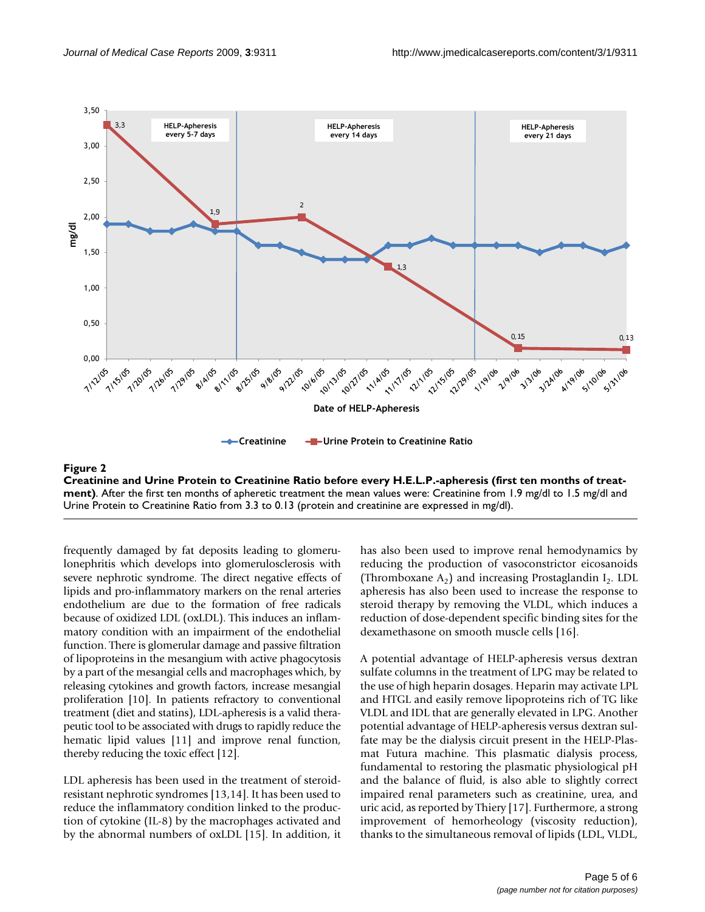**Figure 2**

**Creatinine and Urine Protein to Creatinine Ratio before every H.E.L.P.-apheresis (first ten months of treatment)**. After the first ten months of apheretic treatment the mean values were: Creatinine from 1.9 mg/dl to 1.5 mg/dl and Urine Protein to Creatinine Ratio from 3.3 to 0.13 (protein and creatinine are expressed in mg/dl).

frequently damaged by fat deposits leading to glomerulonephritis which develops into glomerulosclerosis with severe nephrotic syndrome. The direct negative effects of lipids and pro-inflammatory markers on the renal arteries endothelium are due to the formation of free radicals because of oxidized LDL (oxLDL). This induces an inflammatory condition with an impairment of the endothelial function. There is glomerular damage and passive filtration of lipoproteins in the mesangium with active phagocytosis by a part of the mesangial cells and macrophages which, by releasing cytokines and growth factors, increase mesangial proliferation [10]. In patients refractory to conventional treatment (diet and statins), LDL-apheresis is a valid therapeutic tool to be associated with drugs to rapidly reduce the hematic lipid values [11] and improve renal function, thereby reducing the toxic effect [12].

LDL apheresis has been used in the treatment of steroid-resistant nephrotic syndromes [13,14]. It has been used to reduce the inflammatory condition linked to the production of cytokine (IL-8) by the macrophages activated and by the abnormal numbers of oxLDL [15]. In addition, it has also been used to improve renal hemodynamics by reducing the production of vasoconstrictor eicosanoids (Thromboxane $A_2$) and increasing Prostaglandin $I_2$. LDL apheresis has also been used to increase the response to steroid therapy by removing the VLDL, which induces a reduction of dose-dependent specific binding sites for the dexamethasone on smooth muscle cells [16].

A potential advantage of HELP-apheresis versus dextran sulfate columns in the treatment of LPG may be related to the use of high heparin dosages. Heparin may activate LPL and HTGL and easily remove lipoproteins rich of TG like VLDL and IDL that are generally elevated in LPG. Another potential advantage of HELP-apheresis versus dextran sulfate may be the dialysis circuit present in the HELP-Plasmat Futura machine. This plasmatic dialysis process, fundamental to restoring the plasmatic physiological pH and the balance of fluid, is also able to slightly correct impaired renal parameters such as creatinine, urea, and uric acid, as reported by Thiery [17]. Furthermore, a strong improvement of hemorheology (viscosity reduction), thanks to the simultaneous removal of lipids (LDL, VLDL,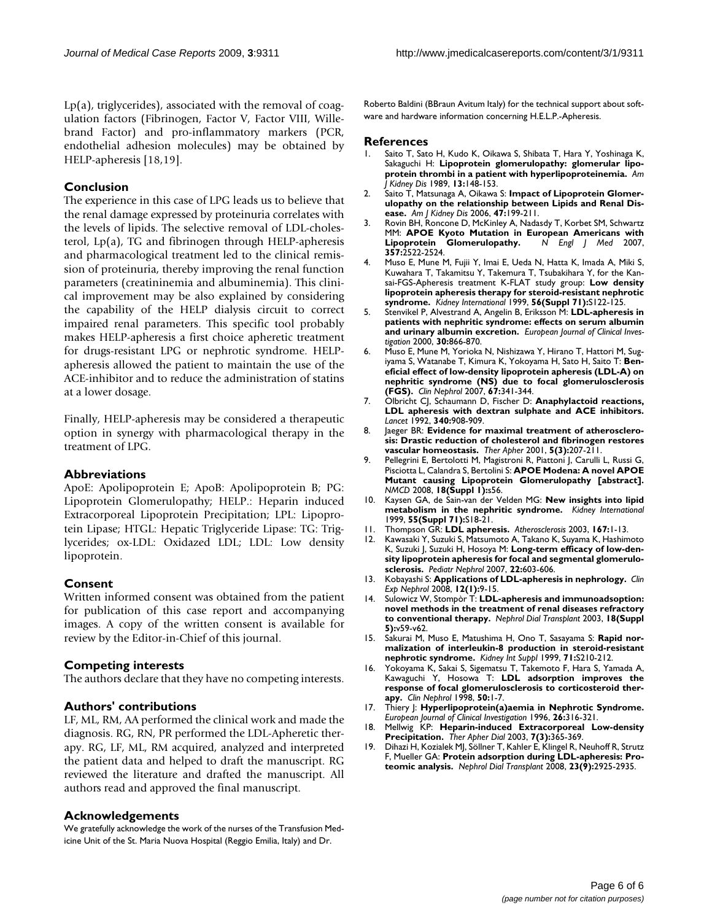Lp(a), triglycerides), associated with the removal of coagulation factors (Fibrinogen, Factor V, Factor VIII, Willebrand Factor) and pro-inflammatory markers (PCR, endothelial adhesion molecules) may be obtained by HELP-apheresis [18,19].

## Conclusion

The experience in this case of LPG leads us to believe that the renal damage expressed by proteinuria correlates with the levels of lipids. The selective removal of LDL-cholesterol, Lp(a), TG and fibrinogen through HELP-apheresis and pharmacological treatment led to the clinical remission of proteinuria, thereby improving the renal function parameters (creatininemia and albuminemia). This clinical improvement may be also explained by considering the capability of the HELP dialysis circuit to correct impaired renal parameters. This specific tool probably makes HELP-apheresis a first choice apheretic treatment for drugs-resistant LPG or nephrotic syndrome. HELP-apheresis allowed the patient to maintain the use of the ACE-inhibitor and to reduce the administration of statins at a lower dosage.

Finally, HELP-apheresis may be considered a therapeutic option in synergy with pharmacological therapy in the treatment of LPG.

## Abbreviations

ApoE: Apolipoprotein E; ApoB: Apolipoprotein B; PG: Lipoprotein Glomerulopathy; HELP.: Heparin induced Extracorporeal Lipoprotein Precipitation; LPL: Lipoprotein Lipase; HTGL: Hepatic Triglyceride Lipase: TG: Triglycerides; ox-LDL: Oxidazed LDL; LDL: Low density lipoprotein.

## Consent

Written informed consent was obtained from the patient for publication of this case report and accompanying images. A copy of the written consent is available for review by the Editor-in-Chief of this journal.

## Competing interests

The authors declare that they have no competing interests.

## Authors' contributions

LF, ML, RM, AA performed the clinical work and made the diagnosis. RG, RN, PR performed the LDL-Apheretic therapy. RG, LF, ML, RM acquired, analyzed and interpreted the patient data and helped to draft the manuscript. RG reviewed the literature and drafted the manuscript. All authors read and approved the final manuscript.

## Acknowledgements

We gratefully acknowledge the work of the nurses of the Transfusion Medicine Unit of the St. Maria Nuova Hospital (Reggio Emilia, Italy) and Dr. Roberto Baldini (BBraun Avitum Italy) for the technical support about software and hardware information concerning H.E.L.P.-Apheresis.

## References

1. Saito T, Sato H, Kudo K, Oikawa S, Shibata T, Hara Y, Yoshinaga K, Sakaguchi H: **Lipoprotein glomerulopathy: glomerular lipoprotein thrombi in a patient with hyperlipoproteinemia.** *Am J Kidney Dis* 1989, **13:**148-153.
2. Saito T, Matsunaga A, Oikawa S: **Impact of Lipoprotein Glomerulopathy on the relationship between Lipids and Renal Disease.** *Am J Kidney Dis* 2006, **47:**199-211.
3. Rovin BH, Roncone D, McKinley A, Nadasdy T, Korbet SM, Schwartz MM: **APOE Kyoto Mutation in European Americans with Lipoprotein Glomerulopathy.** *N Engl J Med* 2007, **357:**2522-2524.
4. Muso E, Mune M, Fujii Y, Imai E, Ueda N, Hatta K, Imada A, Miki S, Kuwahara T, Takamitsu Y, Takemura T, Tsubakihara Y, for the Kansai-FGS-Apheresis treatment K-FLAT study group: **Low density lipoprotein apheresis therapy for steroid-resistant nephrotic syndrome.** *Kidney International* 1999, **56(Suppl 71):**S122-125.
5. Stenvikel P, Alvestrand A, Angelin B, Eriksson M: **LDL-apheresis in patients with nephritic syndrome: effects on serum albumin and urinary albumin excretion.** *European Journal of Clinical Investigation* 2000, **30:**866-870.
6. Muso E, Mune M, Yorioka N, Nishizawa Y, Hirano T, Hattori M, Sugiyama S, Watanabe T, Kimura K, Yokoyama H, Sato H, Saito T: **Beneficial effect of low-density lipoprotein apheresis (LDL-A) on nephritic syndrome (NS) due to focal glomerulosclerosis (FGS).** *Clin Nephrol* 2007, **67:**341-344.
7. Olbricht CJ, Schaumann D, Fischer D: **Anaphylactoid reactions, LDL apheresis with dextran sulphate and ACE inhibitors.** *Lancet* 1992, **340:**908-909.
8. Jaeger BR: **Evidence for maximal treatment of atherosclerosis: Drastic reduction of cholesterol and fibrinogen restores vascular homeostasis.** *Ther Apher* 2001, **5(3):**207-211.
9. Pellegrini E, Bertolotti M, Magistroni R, Piattoni J, Carulli L, Russi G, Pisciotta L, Calandra S, Bertolini S: **APOE Modena: A novel APOE Mutant causing Lipoprotein Glomerulopathy [abstract].** *NMCD* 2008, **18(Suppl 1):**s56.
10. Kaysen GA, de Sain-van der Velden MG: **New insights into lipid metabolism in the nephritic syndrome.** *Kidney International* 1999, **55(Suppl 71):**S18-21.
11. Thompson GR: **LDL apheresis.** *Atherosclerosis* 2003, **167:**1-13.
12. Kawasaki Y, Suzuki S, Matsumoto A, Takano K, Suyama K, Hashimoto K, Suzuki J, Suzuki H, Hosoya M: **Long-term efficacy of low-density lipoprotein apheresis for focal and segmental glomerulosclerosis.** *Pediatr Nephrol* 2007, **22:**603-606.
13. Kobayashi S: **Applications of LDL-apheresis in nephrology.** *Clin Exp Nephrol* 2008, **12(1):**9-15.
14. Sulowicz W, Stompòr T: **LDL-apheresis and immunoadsoption: novel methods in the treatment of renal diseases refractory to conventional therapy.** *Nephrol Dial Transplant* 2003, **18(Suppl 5):**v59-v62.
15. Sakurai M, Muso E, Matushima H, Ono T, Sasayama S: **Rapid normalization of interleukin-8 production in steroid-resistant nephrotic syndrome.** *Kidney Int Suppl* 1999, **71:**S210-212.
16. Yokoyama K, Sakai S, Sigematsu T, Takemoto F, Hara S, Yamada A, Kawaguchi Y, Hosowa T: **LDL adsorption improves the response of focal glomerulosclerosis to corticosteroid therapy.** *Clin Nephrol* 1998, **50:**1-7.
17. Thiery J: **Hyperlipoprotein(a)aemia in Nephrotic Syndrome.** *European Journal of Clinical Investigation* 1996, **26:**316-321.
18. Mellwig KP: **Heparin-induced Extracorporeal Low-density Precipitation.** *Ther Apher Dial* 2003, **7(3):**365-369.
19. Dihazi H, Kozialek MJ, Söllner T, Kahler E, Klingel R, Neuhoff R, Strutz F, Mueller GA: **Protein adsorption during LDL-apheresis: Proteomic analysis.** *Nephrol Dial Transplant* 2008, **23(9):**2925-2935.